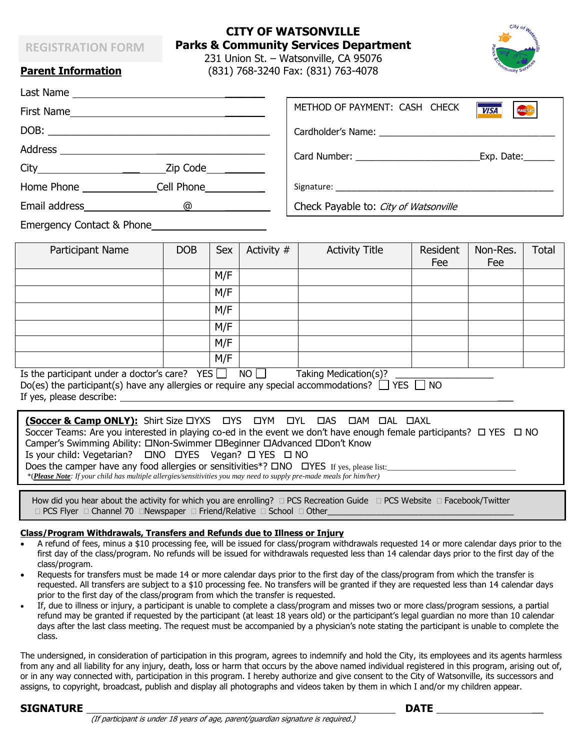REGISTRATION FORM

# CITY OF WATSONVILLE
## Parks & Community Services Department

231 Union St. – Watsonville, CA 95076
(831) 768-3240 Fax: (831) 763-4078

**Parent Information**

Last Name ______________________________

First Name ______________________________

DOB: ______________________________

Address ______________________________

City ______________ Zip Code __________

Home Phone ____________ Cell Phone __________

Email address ______________ @ __________

Emergency Contact & Phone ____________________

METHOD OF PAYMENT: CASH CHECK VISA MasterCard

Cardholder's Name: ______________________________

Card Number: ______________________ Exp. Date: ______

Signature: ______________________________

Check Payable to: *City of Watsonville*

| Participant Name | DOB | Sex | Activity # | Activity Title | Resident Fee | Non-Res. Fee | Total |
|---|---|---|---|---|---|---|---|
| | | M/F | | | | | |
| | | M/F | | | | | |
| | | M/F | | | | | |
| | | M/F | | | | | |
| | | M/F | | | | | |
| | | M/F | | | | | |

Is the participant under a doctor's care? YES ☐ NO ☐ Taking Medication(s)? ________________

Do(es) the participant(s) have any allergies or require any special accommodations? ☐ YES ☐ NO

If yes, please describe: ______________________________

**(Soccer & Camp ONLY):** Shirt Size ☐YXS ☐YS ☐YM ☐YL ☐AS ☐AM ☐AL ☐AXL

Soccer Teams: Are you interested in playing co-ed in the event we don't have enough female participants? ☐ YES ☐ NO

Camper's Swimming Ability: ☐Non-Swimmer ☐Beginner ☐Advanced ☐Don't Know

Is your child: Vegetarian? ☐NO ☐YES Vegan? ☐ YES ☐ NO

Does the camper have any food allergies or sensitivities*? ☐NO ☐YES If yes, please list: ________________

*(***Please Note***: *If your child has multiple allergies/sensitivities you may need to supply pre-made meals for him/her)*

How did you hear about the activity for which you are enrolling? ☐ PCS Recreation Guide ☐ PCS Website ☐ Facebook/Twitter ☐ PCS Flyer ☐ Channel 70 ☐Newspaper ☐ Friend/Relative ☐ School ☐ Other________________

**Class/Program Withdrawals, Transfers and Refunds due to Illness or Injury**

- A refund of fees, minus a $10 processing fee, will be issued for class/program withdrawals requested 14 or more calendar days prior to the first day of the class/program. No refunds will be issued for withdrawals requested less than 14 calendar days prior to the first day of the class/program.
- Requests for transfers must be made 14 or more calendar days prior to the first day of the class/program from which the transfer is requested. All transfers are subject to a $10 processing fee. No transfers will be granted if they are requested less than 14 calendar days prior to the first day of the class/program from which the transfer is requested.
- If, due to illness or injury, a participant is unable to complete a class/program and misses two or more class/program sessions, a partial refund may be granted if requested by the participant (at least 18 years old) or the participant's legal guardian no more than 10 calendar days after the last class meeting. The request must be accompanied by a physician's note stating the participant is unable to complete the class.

The undersigned, in consideration of participation in this program, agrees to indemnify and hold the City, its employees and its agents harmless from any and all liability for any injury, death, loss or harm that occurs by the above named individual registered in this program, arising out of, or in any way connected with, participation in this program. I hereby authorize and give consent to the City of Watsonville, its successors and assigns, to copyright, broadcast, publish and display all photographs and videos taken by them in which I and/or my children appear.

**SIGNATURE** ______________________________ **DATE** ________________

*(If participant is under 18 years of age, parent/guardian signature is required.)*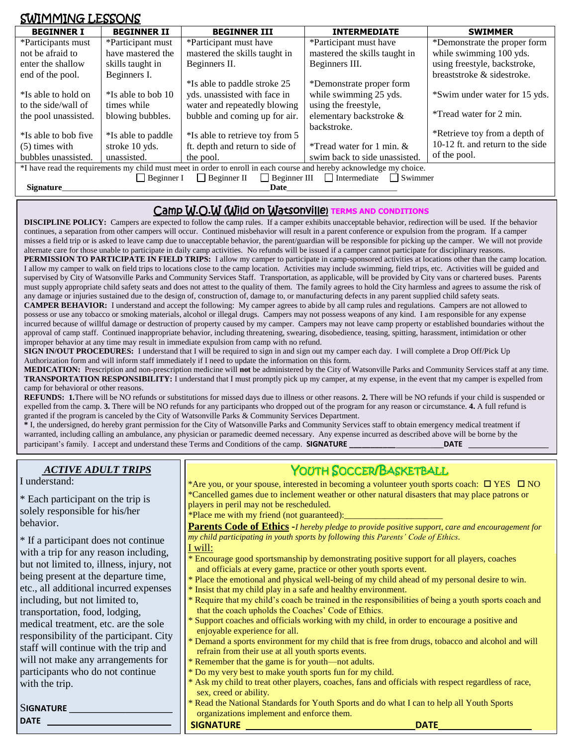## SWIMMING LESSONS

| BEGINNER I | BEGINNER II | BEGINNER III | INTERMEDIATE | SWIMMER |
|---|---|---|---|---|
| *Participants must not be afraid to enter the shallow end of the pool.<br><br>*Is able to hold on to the side/wall of the pool unassisted.<br><br>*Is able to bob five (5) times with bubbles unassisted. | *Participant must have mastered the skills taught in Beginners I.<br><br>*Is able to bob 10 times while blowing bubbles.<br><br>*Is able to paddle stroke 10 yds. unassisted. | *Participant must have mastered the skills taught in Beginners II.<br><br>*Is able to paddle stroke 25 yds. unassisted with face in water and repeatedly blowing bubble and coming up for air.<br><br>*Is able to retrieve toy from 5 ft. depth and return to side of the pool. | *Participant must have mastered the skills taught in Beginners III.<br><br>*Demonstrate proper form while swimming 25 yds. using the freestyle, elementary backstroke & backstroke.<br><br>*Tread water for 1 min. & swim back to side unassisted. | *Demonstrate the proper form while swimming 100 yds. using freestyle, backstroke, breaststroke & sidestroke.<br><br>*Swim under water for 15 yds.<br><br>*Tread water for 2 min.<br><br>*Retrieve toy from a depth of 10-12 ft. and return to the side of the pool. |

*I have read the requirements my child must meet in order to enroll in each course and hereby acknowledge my choice.

☐ Beginner I ☐ Beginner II ☐ Beginner III ☐ Intermediate ☐ Swimmer

**Signature**\_\_\_\_\_\_\_\_\_\_\_\_\_\_\_\_\_\_\_\_\_\_\_\_\_\_\_\_\_\_\_\_\_\_\_\_\_\_\_\_ **Date**\_\_\_\_\_\_\_\_\_\_\_\_\_\_\_\_\_\_\_\_\_\_

## Camp W.O.W (Wild on Watsonville) TERMS AND CONDITIONS

**DISCIPLINE POLICY:** Campers are expected to follow the camp rules. If a camper exhibits unacceptable behavior, redirection will be used. If the behavior continues, a separation from other campers will occur. Continued misbehavior will result in a parent conference or expulsion from the program. If a camper misses a field trip or is asked to leave camp due to unacceptable behavior, the parent/guardian will be responsible for picking up the camper. We will not provide alternate care for those unable to participate in daily camp activities. No refunds will be issued if a camper cannot participate for disciplinary reasons.

**PERMISSION TO PARTICIPATE IN FIELD TRIPS:** I allow my camper to participate in camp-sponsored activities at locations other than the camp location. I allow my camper to walk on field trips to locations close to the camp location. Activities may include swimming, field trips, etc. Activities will be guided and supervised by City of Watsonville Parks and Community Services Staff. Transportation, as applicable, will be provided by City vans or chartered buses. Parents must supply appropriate child safety seats and does not attest to the quality of them. The family agrees to hold the City harmless and agrees to assume the risk of any damage or injuries sustained due to the design of, construction of, damage to, or manufacturing defects in any parent supplied child safety seats.

**CAMPER BEHAVIOR:** I understand and accept the following: My camper agrees to abide by all camp rules and regulations. Campers are not allowed to possess or use any tobacco or smoking materials, alcohol or illegal drugs. Campers may not possess weapons of any kind. I am responsible for any expense incurred because of willful damage or destruction of property caused by my camper. Campers may not leave camp property or established boundaries without the approval of camp staff. Continued inappropriate behavior, including threatening, swearing, disobedience, teasing, spitting, harassment, intimidation or other improper behavior at any time may result in immediate expulsion from camp with no refund.

**SIGN IN/OUT PROCEDURES:** I understand that I will be required to sign in and sign out my camper each day. I will complete a Drop Off/Pick Up Authorization form and will inform staff immediately if I need to update the information on this form.

**MEDICATION:** Prescription and non-prescription medicine will **not** be administered by the City of Watsonville Parks and Community Services staff at any time.

**TRANSPORTATION RESPONSIBILITY:** I understand that I must promptly pick up my camper, at my expense, in the event that my camper is expelled from camp for behavioral or other reasons.

**REFUNDS: 1.** There will be NO refunds or substitutions for missed days due to illness or other reasons. **2.** There will be NO refunds if your child is suspended or expelled from the camp. **3.** There will be NO refunds for any participants who dropped out of the program for any reason or circumstance. **4.** A full refund is granted if the program is canceled by the City of Watsonville Parks & Community Services Department.

**\*** I, the undersigned, do hereby grant permission for the City of Watsonville Parks and Community Services staff to obtain emergency medical treatment if warranted, including calling an ambulance, any physician or paramedic deemed necessary. Any expense incurred as described above will be borne by the participant's family. I accept and understand these Terms and Conditions of the camp. **SIGNATURE** \_\_\_\_\_\_\_\_\_\_\_\_\_\_\_\_\_\_\_\_\_\_\_\_ **DATE** \_\_\_\_\_\_\_\_\_\_\_\_\_\_\_\_\_\_

## *ACTIVE ADULT TRIPS*

I understand:

* Each participant on the trip is solely responsible for his/her behavior.

* If a participant does not continue with a trip for any reason including, but not limited to, illness, injury, not being present at the departure time, etc., all additional incurred expenses including, but not limited to, transportation, food, lodging, medical treatment, etc. are the sole responsibility of the participant. City staff will continue with the trip and will not make any arrangements for participants who do not continue with the trip.

**SIGNATURE** \_\_\_\_\_\_\_\_\_\_\_\_\_\_\_\_\_\_\_\_

**DATE** \_\_\_\_\_\_\_\_\_\_\_\_\_\_\_\_\_\_\_\_\_\_\_\_

## YOUTH SOCCER/BASKETBALL

*Are you, or your spouse, interested in becoming a volunteer youth sports coach: ☐ YES ☐ NO

*Cancelled games due to inclement weather or other natural disasters that may place patrons or players in peril may not be rescheduled.

*Place me with my friend (not guaranteed):\_\_\_\_\_\_\_\_\_\_\_\_\_\_\_\_\_\_\_\_

**Parents Code of Ethics** -*I hereby pledge to provide positive support, care and encouragement for my child participating in youth sports by following this Parents' Code of Ethics.*

I will:

* Encourage good sportsmanship by demonstrating positive support for all players, coaches and officials at every game, practice or other youth sports event.
* Place the emotional and physical well-being of my child ahead of my personal desire to win.
* Insist that my child play in a safe and healthy environment.
* Require that my child's coach be trained in the responsibilities of being a youth sports coach and that the coach upholds the Coaches' Code of Ethics.
* Support coaches and officials working with my child, in order to encourage a positive and enjoyable experience for all.
* Demand a sports environment for my child that is free from drugs, tobacco and alcohol and will refrain from their use at all youth sports events.
* Remember that the game is for youth—not adults.
* Do my very best to make youth sports fun for my child.
* Ask my child to treat other players, coaches, fans and officials with respect regardless of race, sex, creed or ability.
* Read the National Standards for Youth Sports and do what I can to help all Youth Sports organizations implement and enforce them.

**SIGNATURE** \_\_\_\_\_\_\_\_\_\_\_\_\_\_\_\_\_\_\_\_\_\_\_\_\_\_\_\_\_\_\_\_ **DATE**\_\_\_\_\_\_\_\_\_\_\_\_\_\_\_\_\_\_